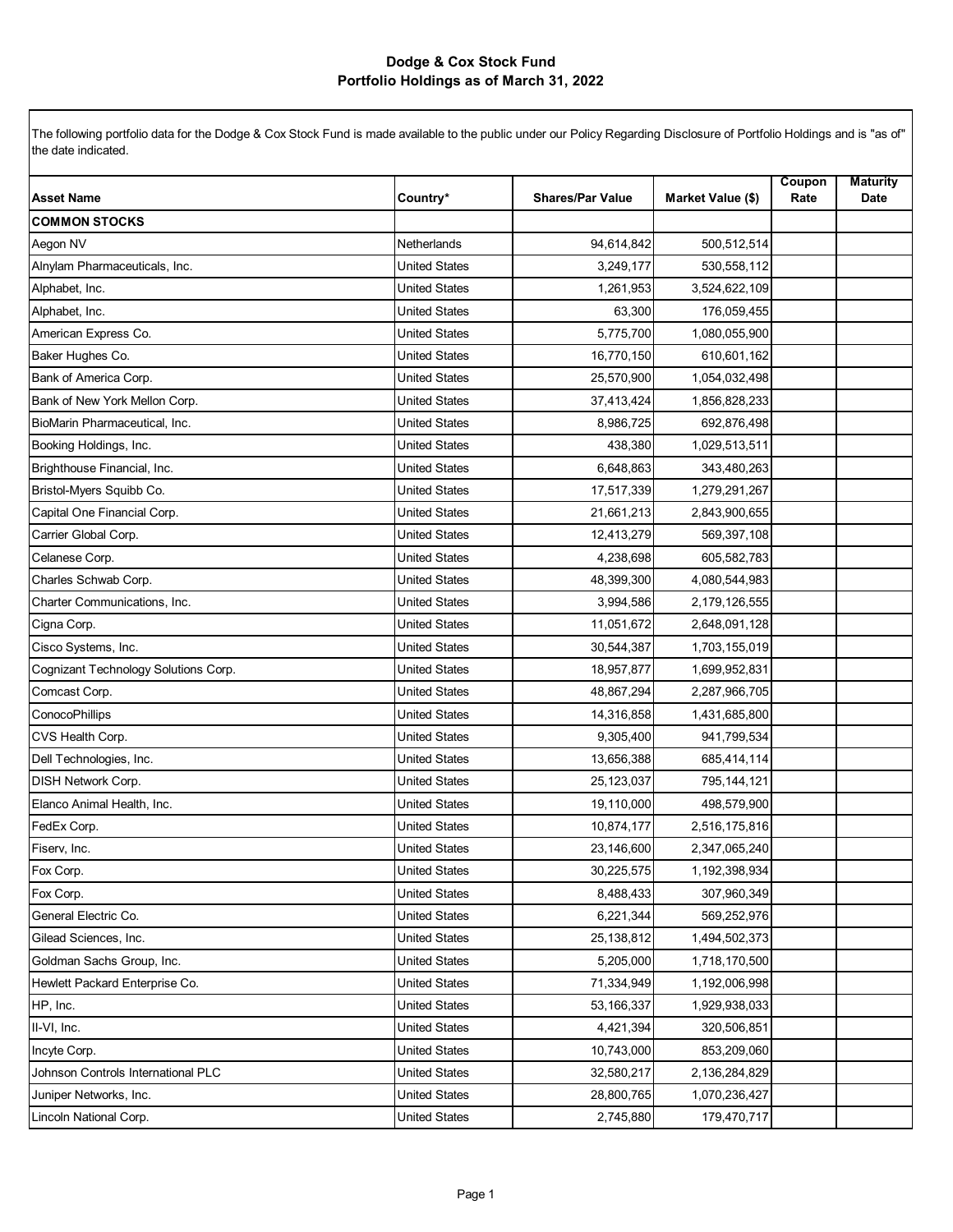# Dodge & Cox Stock Fund
## Portfolio Holdings as of March 31, 2022

The following portfolio data for the Dodge & Cox Stock Fund is made available to the public under our Policy Regarding Disclosure of Portfolio Holdings and is "as of" the date indicated.

| Asset Name | Country* | Shares/Par Value | Market Value ($) | Coupon Rate | Maturity Date |
|---|---|---|---|---|---|
| **COMMON STOCKS** | | | | | |
| Aegon NV | Netherlands | 94,614,842 | 500,512,514 | | |
| Alnylam Pharmaceuticals, Inc. | United States | 3,249,177 | 530,558,112 | | |
| Alphabet, Inc. | United States | 1,261,953 | 3,524,622,109 | | |
| Alphabet, Inc. | United States | 63,300 | 176,059,455 | | |
| American Express Co. | United States | 5,775,700 | 1,080,055,900 | | |
| Baker Hughes Co. | United States | 16,770,150 | 610,601,162 | | |
| Bank of America Corp. | United States | 25,570,900 | 1,054,032,498 | | |
| Bank of New York Mellon Corp. | United States | 37,413,424 | 1,856,828,233 | | |
| BioMarin Pharmaceutical, Inc. | United States | 8,986,725 | 692,876,498 | | |
| Booking Holdings, Inc. | United States | 438,380 | 1,029,513,511 | | |
| Brighthouse Financial, Inc. | United States | 6,648,863 | 343,480,263 | | |
| Bristol-Myers Squibb Co. | United States | 17,517,339 | 1,279,291,267 | | |
| Capital One Financial Corp. | United States | 21,661,213 | 2,843,900,655 | | |
| Carrier Global Corp. | United States | 12,413,279 | 569,397,108 | | |
| Celanese Corp. | United States | 4,238,698 | 605,582,783 | | |
| Charles Schwab Corp. | United States | 48,399,300 | 4,080,544,983 | | |
| Charter Communications, Inc. | United States | 3,994,586 | 2,179,126,555 | | |
| Cigna Corp. | United States | 11,051,672 | 2,648,091,128 | | |
| Cisco Systems, Inc. | United States | 30,544,387 | 1,703,155,019 | | |
| Cognizant Technology Solutions Corp. | United States | 18,957,877 | 1,699,952,831 | | |
| Comcast Corp. | United States | 48,867,294 | 2,287,966,705 | | |
| ConocoPhillips | United States | 14,316,858 | 1,431,685,800 | | |
| CVS Health Corp. | United States | 9,305,400 | 941,799,534 | | |
| Dell Technologies, Inc. | United States | 13,656,388 | 685,414,114 | | |
| DISH Network Corp. | United States | 25,123,037 | 795,144,121 | | |
| Elanco Animal Health, Inc. | United States | 19,110,000 | 498,579,900 | | |
| FedEx Corp. | United States | 10,874,177 | 2,516,175,816 | | |
| Fiserv, Inc. | United States | 23,146,600 | 2,347,065,240 | | |
| Fox Corp. | United States | 30,225,575 | 1,192,398,934 | | |
| Fox Corp. | United States | 8,488,433 | 307,960,349 | | |
| General Electric Co. | United States | 6,221,344 | 569,252,976 | | |
| Gilead Sciences, Inc. | United States | 25,138,812 | 1,494,502,373 | | |
| Goldman Sachs Group, Inc. | United States | 5,205,000 | 1,718,170,500 | | |
| Hewlett Packard Enterprise Co. | United States | 71,334,949 | 1,192,006,998 | | |
| HP, Inc. | United States | 53,166,337 | 1,929,938,033 | | |
| II-VI, Inc. | United States | 4,421,394 | 320,506,851 | | |
| Incyte Corp. | United States | 10,743,000 | 853,209,060 | | |
| Johnson Controls International PLC | United States | 32,580,217 | 2,136,284,829 | | |
| Juniper Networks, Inc. | United States | 28,800,765 | 1,070,236,427 | | |
| Lincoln National Corp. | United States | 2,745,880 | 179,470,717 | | |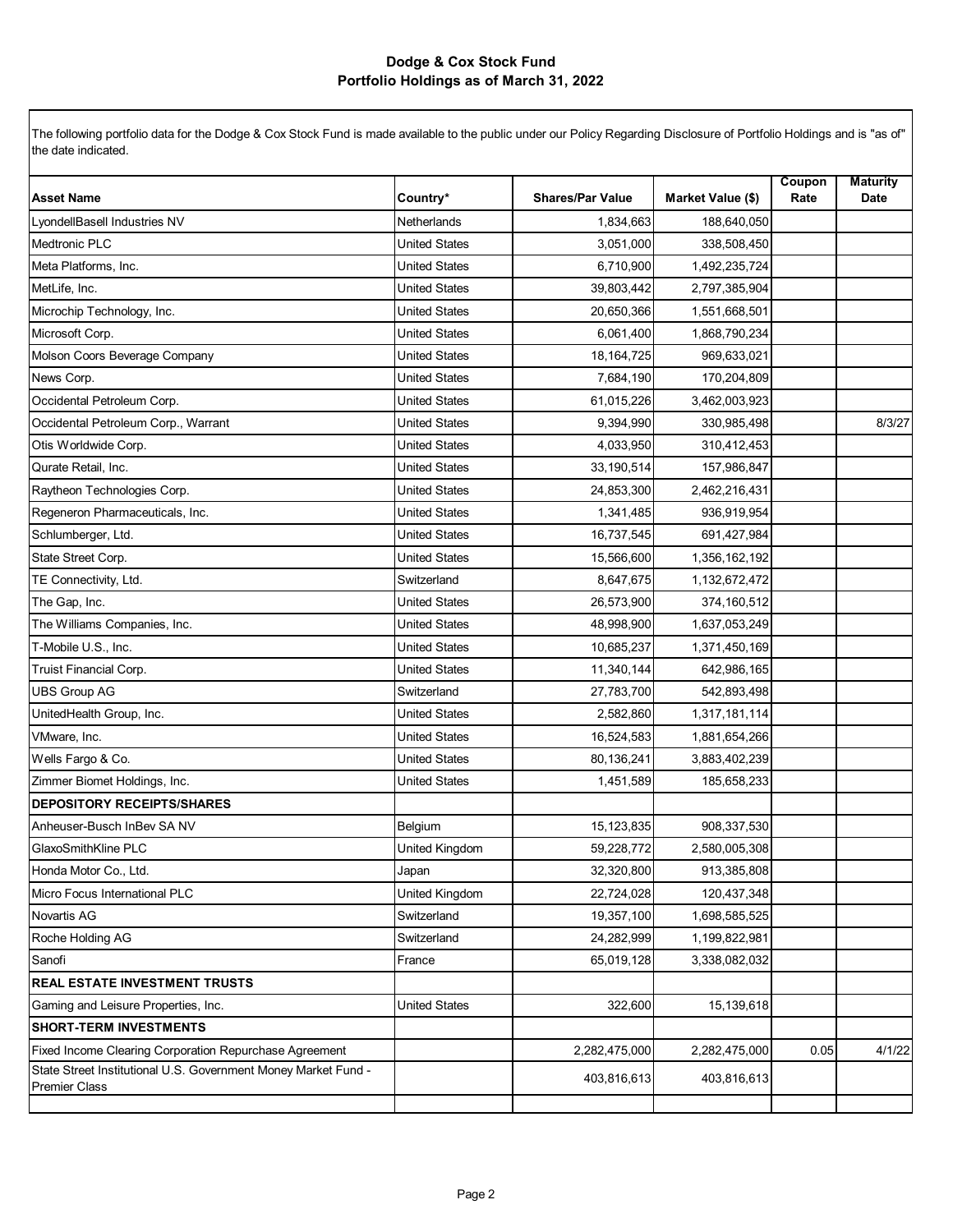## Dodge & Cox Stock Fund
## Portfolio Holdings as of March 31, 2022

The following portfolio data for the Dodge & Cox Stock Fund is made available to the public under our Policy Regarding Disclosure of Portfolio Holdings and is "as of" the date indicated.

| Asset Name | Country* | Shares/Par Value | Market Value ($) | Coupon Rate | Maturity Date |
|---|---|---|---|---|---|
| LyondellBasell Industries NV | Netherlands | 1,834,663 | 188,640,050 | | |
| Medtronic PLC | United States | 3,051,000 | 338,508,450 | | |
| Meta Platforms, Inc. | United States | 6,710,900 | 1,492,235,724 | | |
| MetLife, Inc. | United States | 39,803,442 | 2,797,385,904 | | |
| Microchip Technology, Inc. | United States | 20,650,366 | 1,551,668,501 | | |
| Microsoft Corp. | United States | 6,061,400 | 1,868,790,234 | | |
| Molson Coors Beverage Company | United States | 18,164,725 | 969,633,021 | | |
| News Corp. | United States | 7,684,190 | 170,204,809 | | |
| Occidental Petroleum Corp. | United States | 61,015,226 | 3,462,003,923 | | |
| Occidental Petroleum Corp., Warrant | United States | 9,394,990 | 330,985,498 | | 8/3/27 |
| Otis Worldwide Corp. | United States | 4,033,950 | 310,412,453 | | |
| Qurate Retail, Inc. | United States | 33,190,514 | 157,986,847 | | |
| Raytheon Technologies Corp. | United States | 24,853,300 | 2,462,216,431 | | |
| Regeneron Pharmaceuticals, Inc. | United States | 1,341,485 | 936,919,954 | | |
| Schlumberger, Ltd. | United States | 16,737,545 | 691,427,984 | | |
| State Street Corp. | United States | 15,566,600 | 1,356,162,192 | | |
| TE Connectivity, Ltd. | Switzerland | 8,647,675 | 1,132,672,472 | | |
| The Gap, Inc. | United States | 26,573,900 | 374,160,512 | | |
| The Williams Companies, Inc. | United States | 48,998,900 | 1,637,053,249 | | |
| T-Mobile U.S., Inc. | United States | 10,685,237 | 1,371,450,169 | | |
| Truist Financial Corp. | United States | 11,340,144 | 642,986,165 | | |
| UBS Group AG | Switzerland | 27,783,700 | 542,893,498 | | |
| UnitedHealth Group, Inc. | United States | 2,582,860 | 1,317,181,114 | | |
| VMware, Inc. | United States | 16,524,583 | 1,881,654,266 | | |
| Wells Fargo & Co. | United States | 80,136,241 | 3,883,402,239 | | |
| Zimmer Biomet Holdings, Inc. | United States | 1,451,589 | 185,658,233 | | |
| **DEPOSITORY RECEIPTS/SHARES** | | | | | |
| Anheuser-Busch InBev SA NV | Belgium | 15,123,835 | 908,337,530 | | |
| GlaxoSmithKline PLC | United Kingdom | 59,228,772 | 2,580,005,308 | | |
| Honda Motor Co., Ltd. | Japan | 32,320,800 | 913,385,808 | | |
| Micro Focus International PLC | United Kingdom | 22,724,028 | 120,437,348 | | |
| Novartis AG | Switzerland | 19,357,100 | 1,698,585,525 | | |
| Roche Holding AG | Switzerland | 24,282,999 | 1,199,822,981 | | |
| Sanofi | France | 65,019,128 | 3,338,082,032 | | |
| **REAL ESTATE INVESTMENT TRUSTS** | | | | | |
| Gaming and Leisure Properties, Inc. | United States | 322,600 | 15,139,618 | | |
| **SHORT-TERM INVESTMENTS** | | | | | |
| Fixed Income Clearing Corporation Repurchase Agreement | | 2,282,475,000 | 2,282,475,000 | 0.05 | 4/1/22 |
| State Street Institutional U.S. Government Money Market Fund - Premier Class | | 403,816,613 | 403,816,613 | | |
| | | | | | |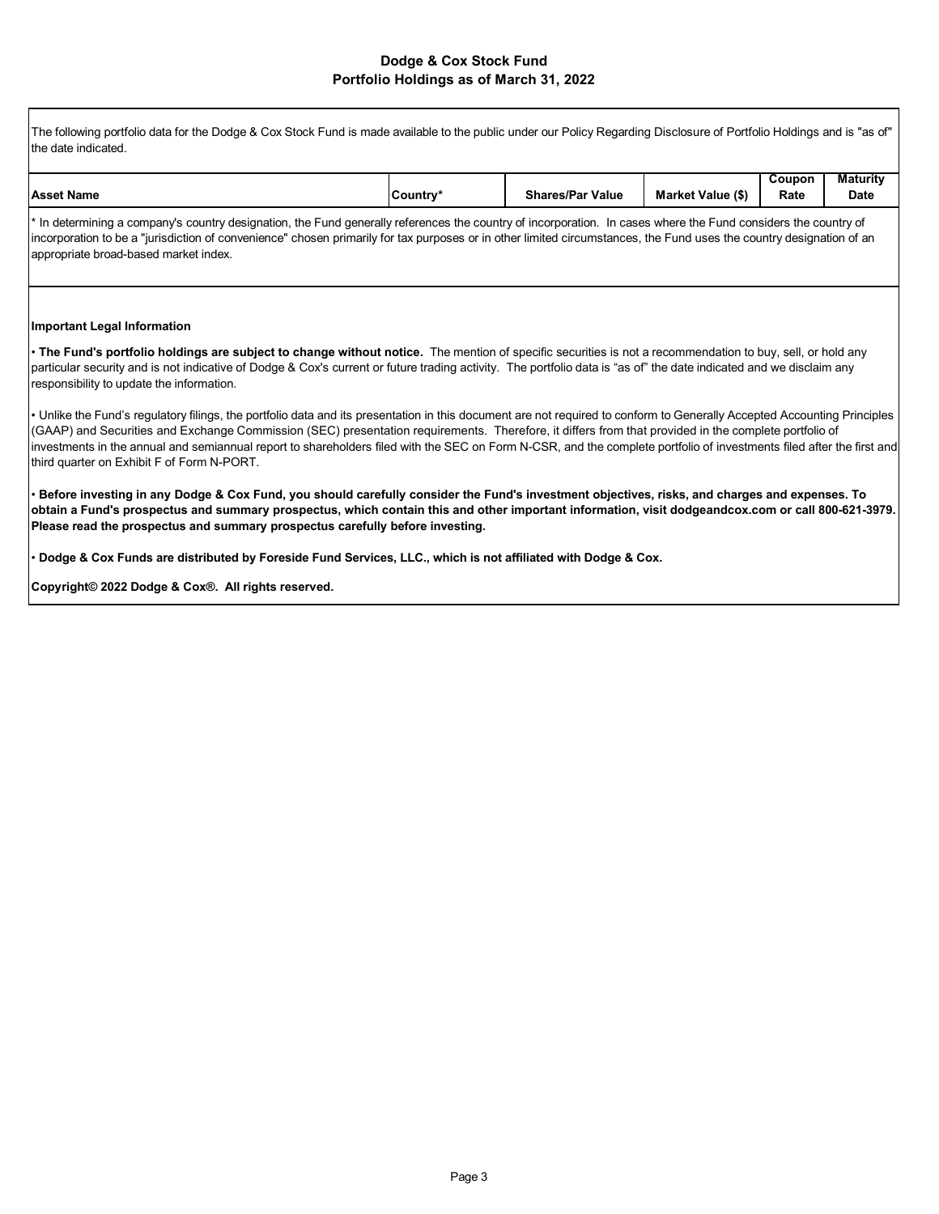# Dodge & Cox Stock Fund
## Portfolio Holdings as of March 31, 2022

The following portfolio data for the Dodge & Cox Stock Fund is made available to the public under our Policy Regarding Disclosure of Portfolio Holdings and is "as of" the date indicated.

| Asset Name | Country* | Shares/Par Value | Market Value ($) | Coupon Rate | Maturity Date |
|---|---|---|---|---|---|

* In determining a company's country designation, the Fund generally references the country of incorporation. In cases where the Fund considers the country of incorporation to be a "jurisdiction of convenience" chosen primarily for tax purposes or in other limited circumstances, the Fund uses the country designation of an appropriate broad-based market index.

**Important Legal Information**

• **The Fund's portfolio holdings are subject to change without notice.** The mention of specific securities is not a recommendation to buy, sell, or hold any particular security and is not indicative of Dodge & Cox's current or future trading activity. The portfolio data is "as of" the date indicated and we disclaim any responsibility to update the information.

• Unlike the Fund's regulatory filings, the portfolio data and its presentation in this document are not required to conform to Generally Accepted Accounting Principles (GAAP) and Securities and Exchange Commission (SEC) presentation requirements. Therefore, it differs from that provided in the complete portfolio of investments in the annual and semiannual report to shareholders filed with the SEC on Form N-CSR, and the complete portfolio of investments filed after the first and third quarter on Exhibit F of Form N-PORT.

• **Before investing in any Dodge & Cox Fund, you should carefully consider the Fund's investment objectives, risks, and charges and expenses. To obtain a Fund's prospectus and summary prospectus, which contain this and other important information, visit dodgeandcox.com or call 800-621-3979. Please read the prospectus and summary prospectus carefully before investing.**

• **Dodge & Cox Funds are distributed by Foreside Fund Services, LLC., which is not affiliated with Dodge & Cox.**

**Copyright© 2022 Dodge & Cox®. All rights reserved.**